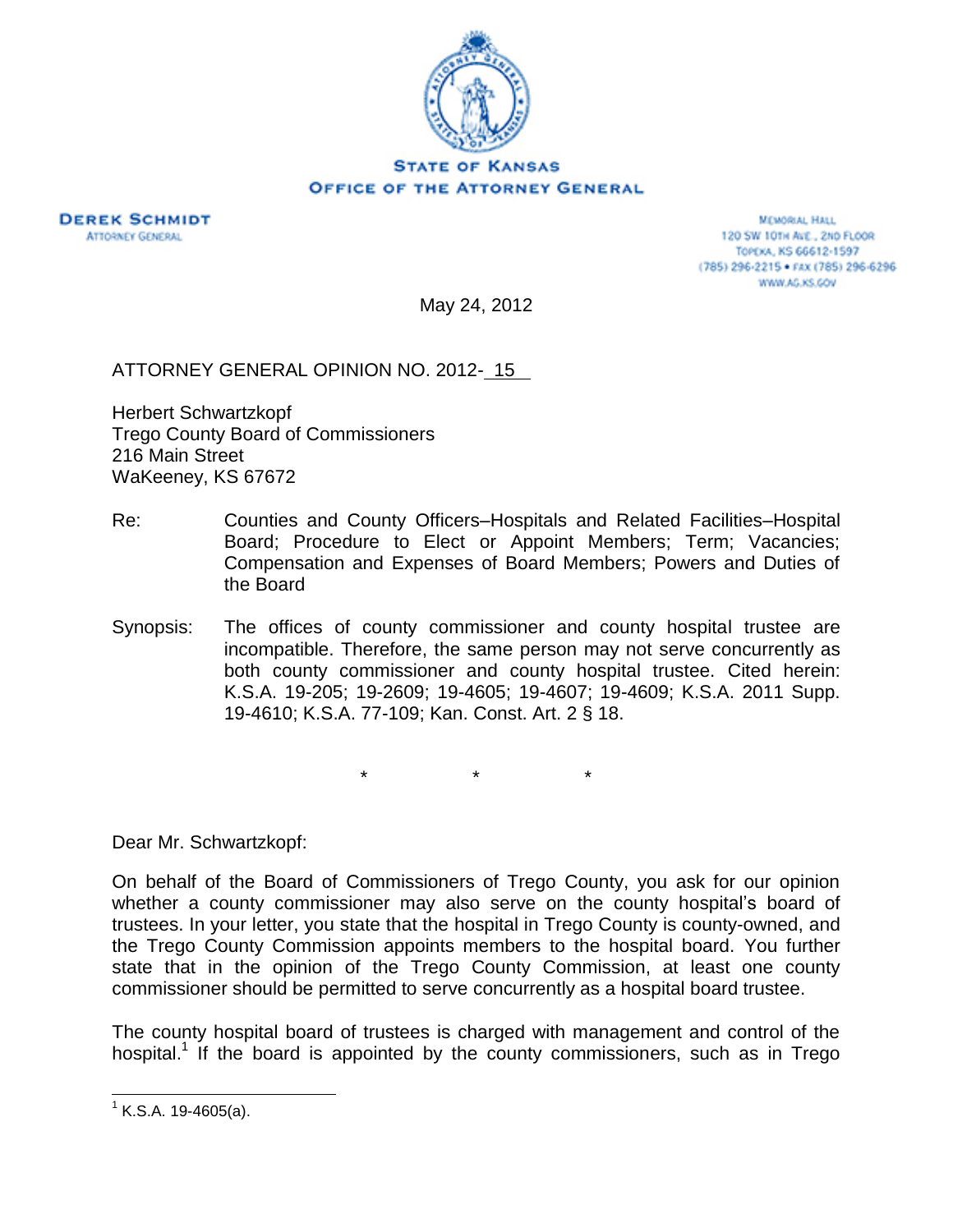STATE OF KANSAS
OFFICE OF THE ATTORNEY GENERAL

DEREK SCHMIDT
ATTORNEY GENERAL

MEMORIAL HALL
120 SW 10TH AVE., 2ND FLOOR
TOPEKA, KS 66612-1597
(785) 296-2215 • FAX (785) 296-6296
WWW.AG.KS.GOV

May 24, 2012

ATTORNEY GENERAL OPINION NO. 2012-15

Herbert Schwartzkopf
Trego County Board of Commissioners
216 Main Street
WaKeeney, KS 67672

Re: Counties and County Officers–Hospitals and Related Facilities–Hospital Board; Procedure to Elect or Appoint Members; Term; Vacancies; Compensation and Expenses of Board Members; Powers and Duties of the Board

Synopsis: The offices of county commissioner and county hospital trustee are incompatible. Therefore, the same person may not serve concurrently as both county commissioner and county hospital trustee. Cited herein: K.S.A. 19-205; 19-2609; 19-4605; 19-4607; 19-4609; K.S.A. 2011 Supp. 19-4610; K.S.A. 77-109; Kan. Const. Art. 2 § 18.

\* \* \*

Dear Mr. Schwartzkopf:

On behalf of the Board of Commissioners of Trego County, you ask for our opinion whether a county commissioner may also serve on the county hospital's board of trustees. In your letter, you state that the hospital in Trego County is county-owned, and the Trego County Commission appoints members to the hospital board. You further state that in the opinion of the Trego County Commission, at least one county commissioner should be permitted to serve concurrently as a hospital board trustee.

The county hospital board of trustees is charged with management and control of the hospital.[1] If the board is appointed by the county commissioners, such as in Trego

[1] K.S.A. 19-4605(a).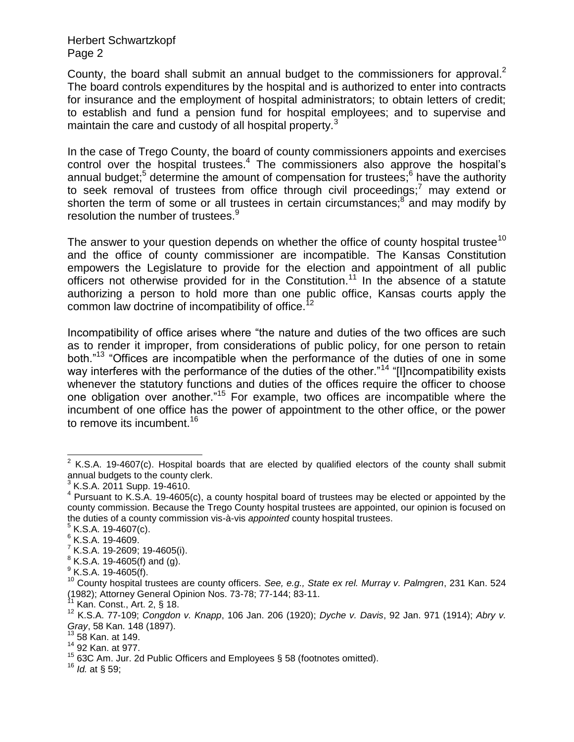County, the board shall submit an annual budget to the commissioners for approval.[2] The board controls expenditures by the hospital and is authorized to enter into contracts for insurance and the employment of hospital administrators; to obtain letters of credit; to establish and fund a pension fund for hospital employees; and to supervise and maintain the care and custody of all hospital property.[3]

In the case of Trego County, the board of county commissioners appoints and exercises control over the hospital trustees.[4] The commissioners also approve the hospital's annual budget;[5] determine the amount of compensation for trustees;[6] have the authority to seek removal of trustees from office through civil proceedings;[7] may extend or shorten the term of some or all trustees in certain circumstances;[8] and may modify by resolution the number of trustees.[9]

The answer to your question depends on whether the office of county hospital trustee[10] and the office of county commissioner are incompatible. The Kansas Constitution empowers the Legislature to provide for the election and appointment of all public officers not otherwise provided for in the Constitution.[11] In the absence of a statute authorizing a person to hold more than one public office, Kansas courts apply the common law doctrine of incompatibility of office.[12]

Incompatibility of office arises where "the nature and duties of the two offices are such as to render it improper, from considerations of public policy, for one person to retain both."[13] "Offices are incompatible when the performance of the duties of one in some way interferes with the performance of the duties of the other."[14] "[I]ncompatibility exists whenever the statutory functions and duties of the offices require the officer to choose one obligation over another."[15] For example, two offices are incompatible where the incumbent of one office has the power of appointment to the other office, or the power to remove its incumbent.[16]

---

[2] K.S.A. 19-4607(c). Hospital boards that are elected by qualified electors of the county shall submit annual budgets to the county clerk.

[3] K.S.A. 2011 Supp. 19-4610.

[4] Pursuant to K.S.A. 19-4605(c), a county hospital board of trustees may be elected or appointed by the county commission. Because the Trego County hospital trustees are appointed, our opinion is focused on the duties of a county commission vis-à-vis *appointed* county hospital trustees.

[5] K.S.A. 19-4607(c).

[6] K.S.A. 19-4609.

[7] K.S.A. 19-2609; 19-4605(i).

[8] K.S.A. 19-4605(f) and (g).

[9] K.S.A. 19-4605(f).

[10] County hospital trustees are county officers. *See, e.g., State ex rel. Murray v. Palmgren*, 231 Kan. 524 (1982); Attorney General Opinion Nos. 73-78; 77-144; 83-11.

[11] Kan. Const., Art. 2, § 18.

[12] K.S.A. 77-109; *Congdon v. Knapp*, 106 Jan. 206 (1920); *Dyche v. Davis*, 92 Jan. 971 (1914); *Abry v. Gray*, 58 Kan. 148 (1897).

[13] 58 Kan. at 149.

[14] 92 Kan. at 977.

[15] 63C Am. Jur. 2d Public Officers and Employees § 58 (footnotes omitted).

[16] *Id.* at § 59;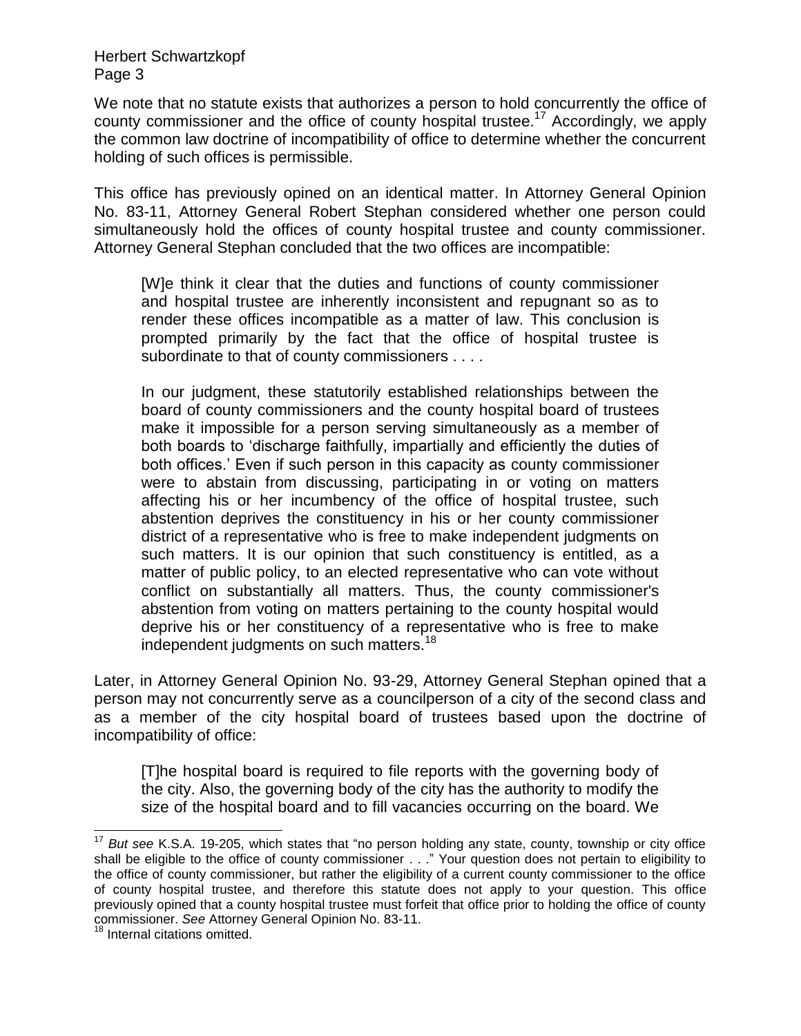We note that no statute exists that authorizes a person to hold concurrently the office of county commissioner and the office of county hospital trustee.[17] Accordingly, we apply the common law doctrine of incompatibility of office to determine whether the concurrent holding of such offices is permissible.

This office has previously opined on an identical matter. In Attorney General Opinion No. 83-11, Attorney General Robert Stephan considered whether one person could simultaneously hold the offices of county hospital trustee and county commissioner. Attorney General Stephan concluded that the two offices are incompatible:

> [W]e think it clear that the duties and functions of county commissioner and hospital trustee are inherently inconsistent and repugnant so as to render these offices incompatible as a matter of law. This conclusion is prompted primarily by the fact that the office of hospital trustee is subordinate to that of county commissioners . . . .
>
> In our judgment, these statutorily established relationships between the board of county commissioners and the county hospital board of trustees make it impossible for a person serving simultaneously as a member of both boards to 'discharge faithfully, impartially and efficiently the duties of both offices.' Even if such person in this capacity as county commissioner were to abstain from discussing, participating in or voting on matters affecting his or her incumbency of the office of hospital trustee, such abstention deprives the constituency in his or her county commissioner district of a representative who is free to make independent judgments on such matters. It is our opinion that such constituency is entitled, as a matter of public policy, to an elected representative who can vote without conflict on substantially all matters. Thus, the county commissioner's abstention from voting on matters pertaining to the county hospital would deprive his or her constituency of a representative who is free to make independent judgments on such matters.[18]

Later, in Attorney General Opinion No. 93-29, Attorney General Stephan opined that a person may not concurrently serve as a councilperson of a city of the second class and as a member of the city hospital board of trustees based upon the doctrine of incompatibility of office:

> [T]he hospital board is required to file reports with the governing body of the city. Also, the governing body of the city has the authority to modify the size of the hospital board and to fill vacancies occurring on the board. We

---

[17] *But see* K.S.A. 19-205, which states that "no person holding any state, county, township or city office shall be eligible to the office of county commissioner . . ." Your question does not pertain to eligibility to the office of county commissioner, but rather the eligibility of a current county commissioner to the office of county hospital trustee, and therefore this statute does not apply to your question. This office previously opined that a county hospital trustee must forfeit that office prior to holding the office of county commissioner. *See* Attorney General Opinion No. 83-11.

[18] Internal citations omitted.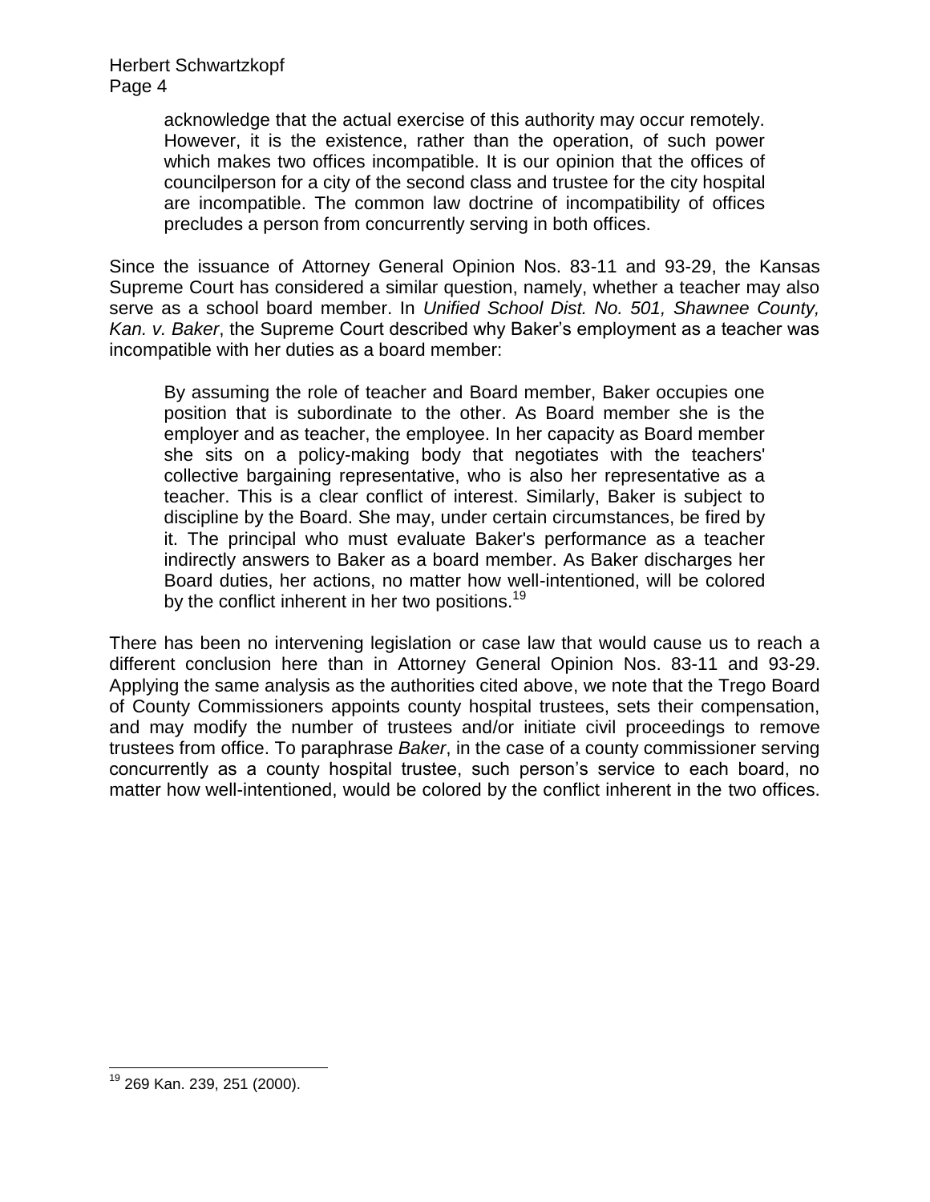> acknowledge that the actual exercise of this authority may occur remotely. However, it is the existence, rather than the operation, of such power which makes two offices incompatible. It is our opinion that the offices of councilperson for a city of the second class and trustee for the city hospital are incompatible. The common law doctrine of incompatibility of offices precludes a person from concurrently serving in both offices.

Since the issuance of Attorney General Opinion Nos. 83-11 and 93-29, the Kansas Supreme Court has considered a similar question, namely, whether a teacher may also serve as a school board member. In *Unified School Dist. No. 501, Shawnee County, Kan. v. Baker*, the Supreme Court described why Baker's employment as a teacher was incompatible with her duties as a board member:

> By assuming the role of teacher and Board member, Baker occupies one position that is subordinate to the other. As Board member she is the employer and as teacher, the employee. In her capacity as Board member she sits on a policy-making body that negotiates with the teachers' collective bargaining representative, who is also her representative as a teacher. This is a clear conflict of interest. Similarly, Baker is subject to discipline by the Board. She may, under certain circumstances, be fired by it. The principal who must evaluate Baker's performance as a teacher indirectly answers to Baker as a board member. As Baker discharges her Board duties, her actions, no matter how well-intentioned, will be colored by the conflict inherent in her two positions.[19]

There has been no intervening legislation or case law that would cause us to reach a different conclusion here than in Attorney General Opinion Nos. 83-11 and 93-29. Applying the same analysis as the authorities cited above, we note that the Trego Board of County Commissioners appoints county hospital trustees, sets their compensation, and may modify the number of trustees and/or initiate civil proceedings to remove trustees from office. To paraphrase *Baker*, in the case of a county commissioner serving concurrently as a county hospital trustee, such person's service to each board, no matter how well-intentioned, would be colored by the conflict inherent in the two offices.

---

[19] 269 Kan. 239, 251 (2000).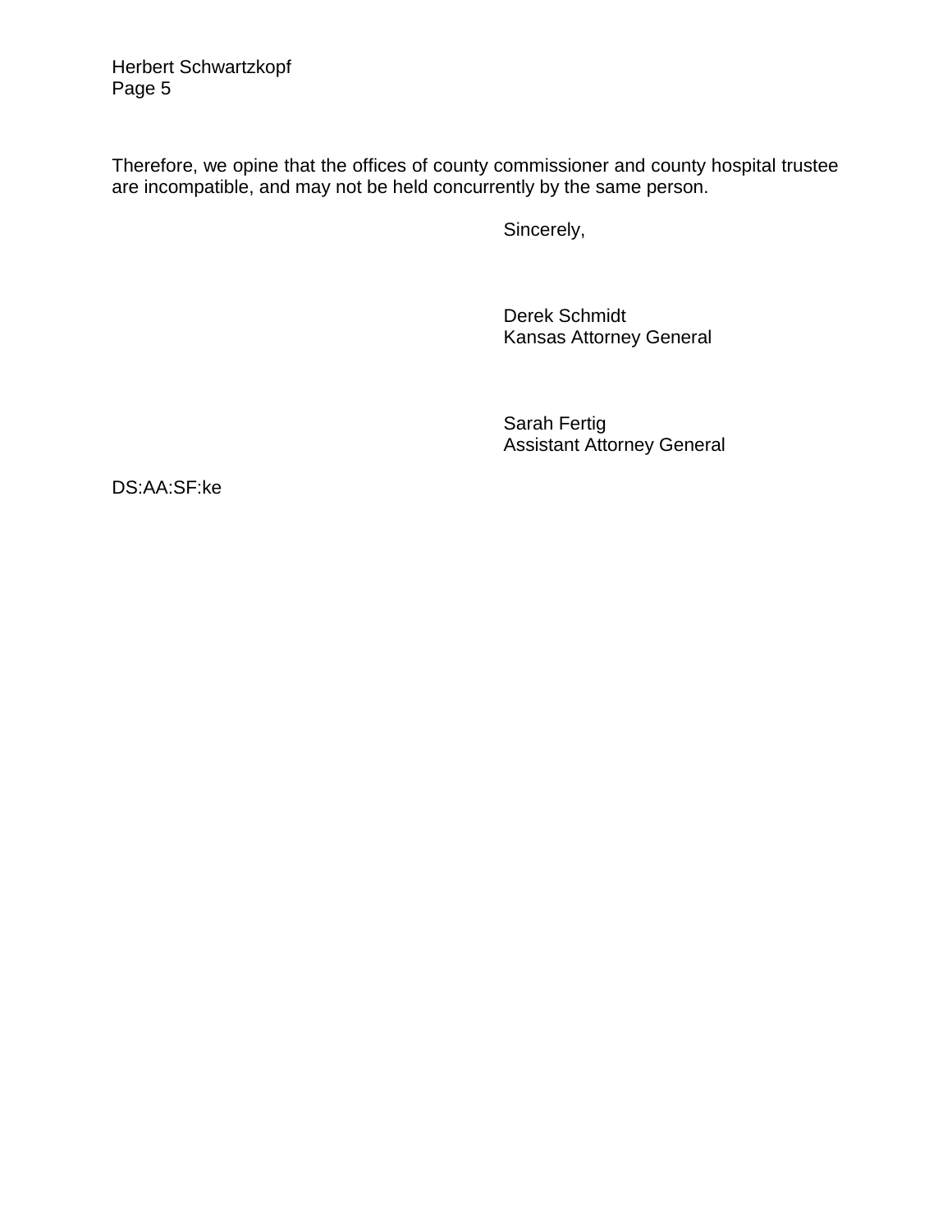Therefore, we opine that the offices of county commissioner and county hospital trustee are incompatible, and may not be held concurrently by the same person.

Sincerely,

Derek Schmidt
Kansas Attorney General

Sarah Fertig
Assistant Attorney General

DS:AA:SF:ke